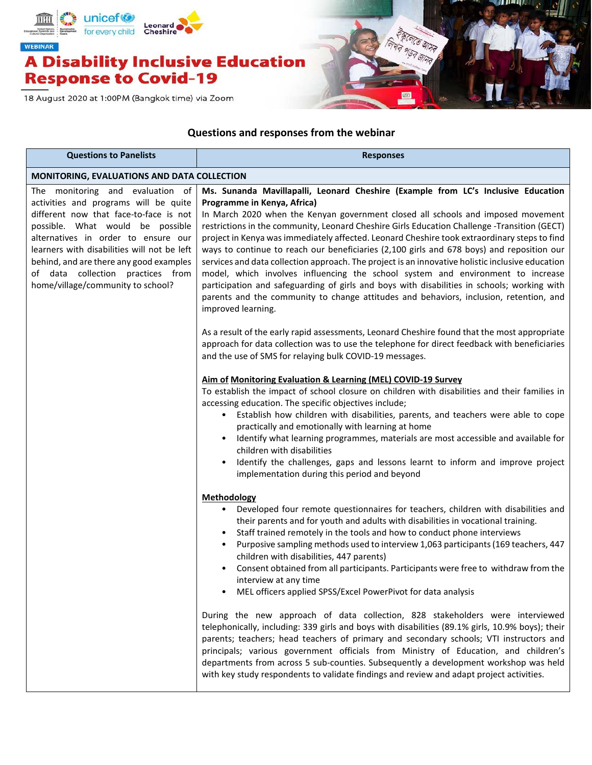WEBINAR

# A Disability Inclusive Education Response to Covid-19

18 August 2020 at 1:00PM (Bangkok time) via Zoom

## Questions and responses from the webinar

| Questions to Panelists | Responses |
|---|---|
| **MONITORING, EVALUATIONS AND DATA COLLECTION** | |
| The monitoring and evaluation of activities and programs will be quite different now that face-to-face is not possible. What would be possible alternatives in order to ensure our learners with disabilities will not be left behind, and are there any good examples of data collection practices from home/village/community to school? | **Ms. Sunanda Mavillapalli, Leonard Cheshire (Example from LC's Inclusive Education Programme in Kenya, Africa)**<br>In March 2020 when the Kenyan government closed all schools and imposed movement restrictions in the community, Leonard Cheshire Girls Education Challenge -Transition (GECT) project in Kenya was immediately affected. Leonard Cheshire took extraordinary steps to find ways to continue to reach our beneficiaries (2,100 girls and 678 boys) and reposition our services and data collection approach. The project is an innovative holistic inclusive education model, which involves influencing the school system and environment to increase participation and safeguarding of girls and boys with disabilities in schools; working with parents and the community to change attitudes and behaviors, inclusion, retention, and improved learning.<br><br>As a result of the early rapid assessments, Leonard Cheshire found that the most appropriate approach for data collection was to use the telephone for direct feedback with beneficiaries and the use of SMS for relaying bulk COVID-19 messages.<br><br>**Aim of Monitoring Evaluation & Learning (MEL) COVID-19 Survey**<br>To establish the impact of school closure on children with disabilities and their families in accessing education. The specific objectives include;<br>• Establish how children with disabilities, parents, and teachers were able to cope practically and emotionally with learning at home<br>• Identify what learning programmes, materials are most accessible and available for children with disabilities<br>• Identify the challenges, gaps and lessons learnt to inform and improve project implementation during this period and beyond<br><br>**Methodology**<br>• Developed four remote questionnaires for teachers, children with disabilities and their parents and for youth and adults with disabilities in vocational training.<br>• Staff trained remotely in the tools and how to conduct phone interviews<br>• Purposive sampling methods used to interview 1,063 participants (169 teachers, 447 children with disabilities, 447 parents)<br>• Consent obtained from all participants. Participants were free to withdraw from the interview at any time<br>• MEL officers applied SPSS/Excel PowerPivot for data analysis<br><br>During the new approach of data collection, 828 stakeholders were interviewed telephonically, including: 339 girls and boys with disabilities (89.1% girls, 10.9% boys); their parents; teachers; head teachers of primary and secondary schools; VTI instructors and principals; various government officials from Ministry of Education, and children's departments from across 5 sub-counties. Subsequently a development workshop was held with key study respondents to validate findings and review and adapt project activities. |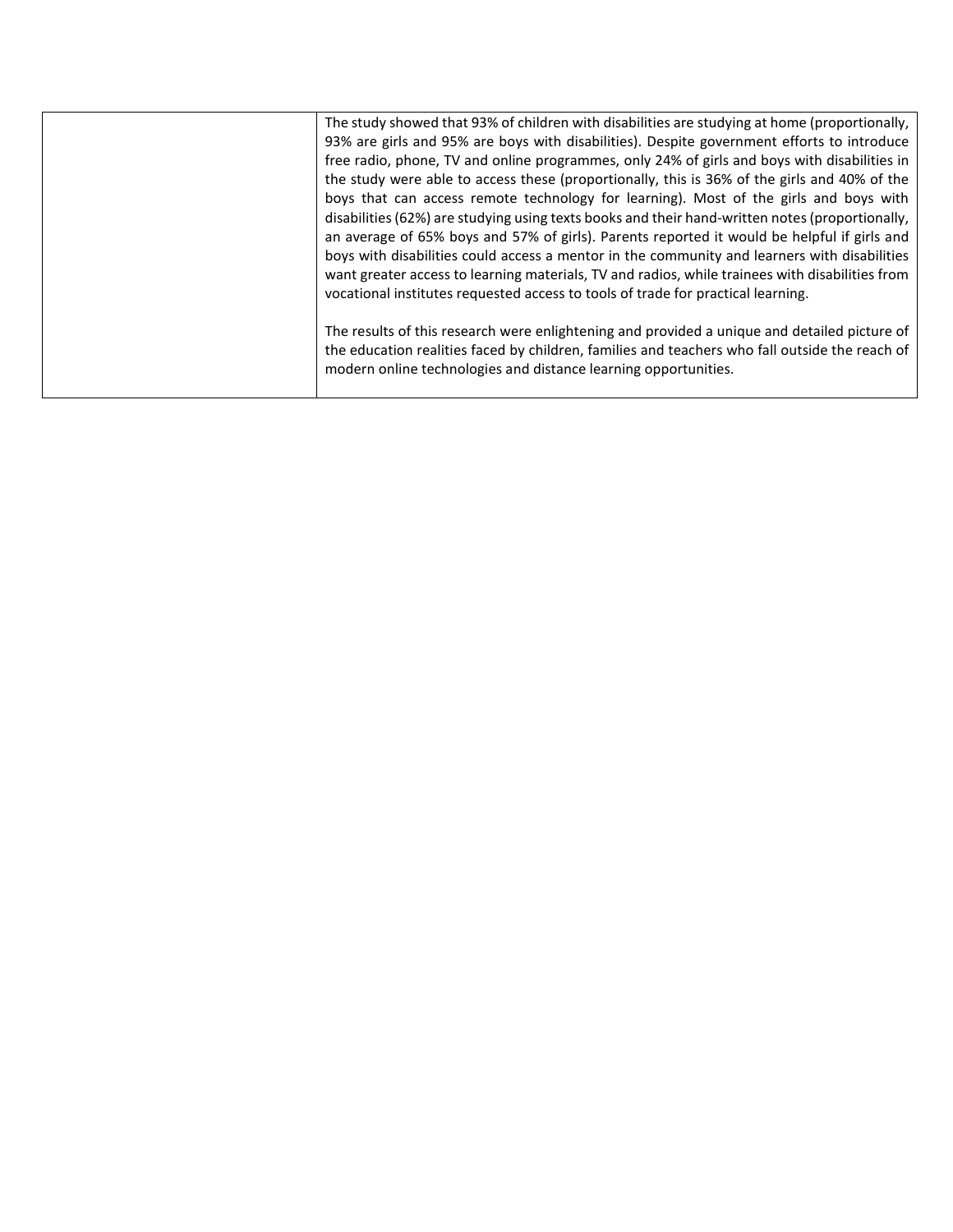| | |
|---|---|
| | The study showed that 93% of children with disabilities are studying at home (proportionally, 93% are girls and 95% are boys with disabilities). Despite government efforts to introduce free radio, phone, TV and online programmes, only 24% of girls and boys with disabilities in the study were able to access these (proportionally, this is 36% of the girls and 40% of the boys that can access remote technology for learning). Most of the girls and boys with disabilities (62%) are studying using texts books and their hand-written notes (proportionally, an average of 65% boys and 57% of girls). Parents reported it would be helpful if girls and boys with disabilities could access a mentor in the community and learners with disabilities want greater access to learning materials, TV and radios, while trainees with disabilities from vocational institutes requested access to tools of trade for practical learning.<br><br>The results of this research were enlightening and provided a unique and detailed picture of the education realities faced by children, families and teachers who fall outside the reach of modern online technologies and distance learning opportunities. |